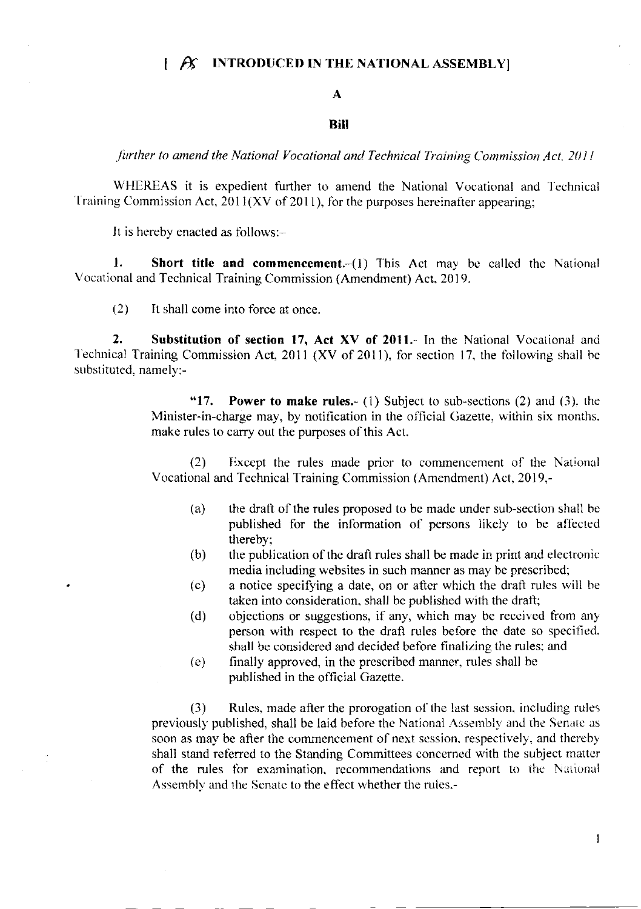[ AS INTRODUCED IN THE NATIONAL ASSEMBLY]

**A**

**Bill**

*further to amend the National Vocational and Technical Training Commission Act, 2011*

WHEREAS it is expedient further to amend the National Vocational and Technical Training Commission Act, 2011(XV of 2011), for the purposes hereinafter appearing;

It is hereby enacted as follows:-

**1. Short title and commencement.**-(1) This Act may be called the National Vocational and Technical Training Commission (Amendment) Act, 2019.

(2) It shall come into force at once.

**2. Substitution of section 17, Act XV of 2011.**- In the National Vocational and Technical Training Commission Act, 2011 (XV of 2011), for section 17, the following shall be substituted, namely:-

> "17. **Power to make rules.**- (1) Subject to sub-sections (2) and (3), the Minister-in-charge may, by notification in the official Gazette, within six months, make rules to carry out the purposes of this Act.
>
> (2) Except the rules made prior to commencement of the National Vocational and Technical Training Commission (Amendment) Act, 2019,-
>
> (a) the draft of the rules proposed to be made under sub-section shall be published for the information of persons likely to be affected thereby;
>
> (b) the publication of the draft rules shall be made in print and electronic media including websites in such manner as may be prescribed;
>
> (c) a notice specifying a date, on or after which the draft rules will be taken into consideration, shall be published with the draft;
>
> (d) objections or suggestions, if any, which may be received from any person with respect to the draft rules before the date so specified, shall be considered and decided before finalizing the rules; and
>
> (e) finally approved, in the prescribed manner, rules shall be published in the official Gazette.
>
> (3) Rules, made after the prorogation of the last session, including rules previously published, shall be laid before the National Assembly and the Senate as soon as may be after the commencement of next session, respectively, and thereby shall stand referred to the Standing Committees concerned with the subject matter of the rules for examination, recommendations and report to the National Assembly and the Senate to the effect whether the rules,-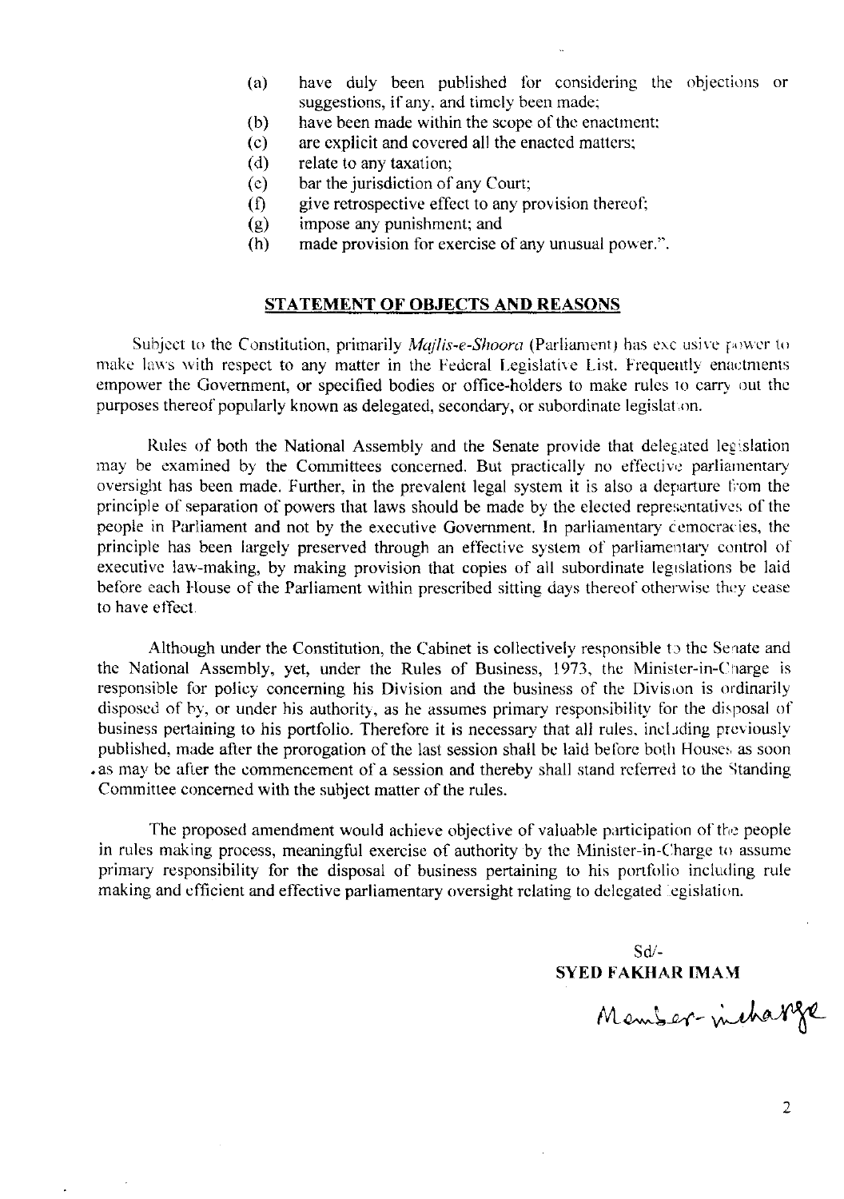(a) have duly been published for considering the objections or suggestions, if any, and timely been made;
(b) have been made within the scope of the enactment;
(c) are explicit and covered all the enacted matters;
(d) relate to any taxation;
(e) bar the jurisdiction of any Court;
(f) give retrospective effect to any provision thereof;
(g) impose any punishment; and
(h) made provision for exercise of any unusual power.".

## STATEMENT OF OBJECTS AND REASONS

Subject to the Constitution, primarily *Majlis-e-Shoora* (Parliament) has exclusive power to make laws with respect to any matter in the Federal Legislative List. Frequently enactments empower the Government, or specified bodies or office-holders to make rules to carry out the purposes thereof popularly known as delegated, secondary, or subordinate legislation.

Rules of both the National Assembly and the Senate provide that delegated legislation may be examined by the Committees concerned. But practically no effective parliamentary oversight has been made. Further, in the prevalent legal system it is also a departure from the principle of separation of powers that laws should be made by the elected representatives of the people in Parliament and not by the executive Government. In parliamentary democracies, the principle has been largely preserved through an effective system of parliamentary control of executive law-making, by making provision that copies of all subordinate legislations be laid before each House of the Parliament within prescribed sitting days thereof otherwise they cease to have effect.

Although under the Constitution, the Cabinet is collectively responsible to the Senate and the National Assembly, yet, under the Rules of Business, 1973, the Minister-in-Charge is responsible for policy concerning his Division and the business of the Division is ordinarily disposed of by, or under his authority, as he assumes primary responsibility for the disposal of business pertaining to his portfolio. Therefore it is necessary that all rules, including previously published, made after the prorogation of the last session shall be laid before both Houses as soon as may be after the commencement of a session and thereby shall stand referred to the Standing Committee concerned with the subject matter of the rules.

The proposed amendment would achieve objective of valuable participation of the people in rules making process, meaningful exercise of authority by the Minister-in-Charge to assume primary responsibility for the disposal of business pertaining to his portfolio including rule making and efficient and effective parliamentary oversight relating to delegated legislation.

Sd/-
**SYED FAKHAR IMAM**
Member-incharge